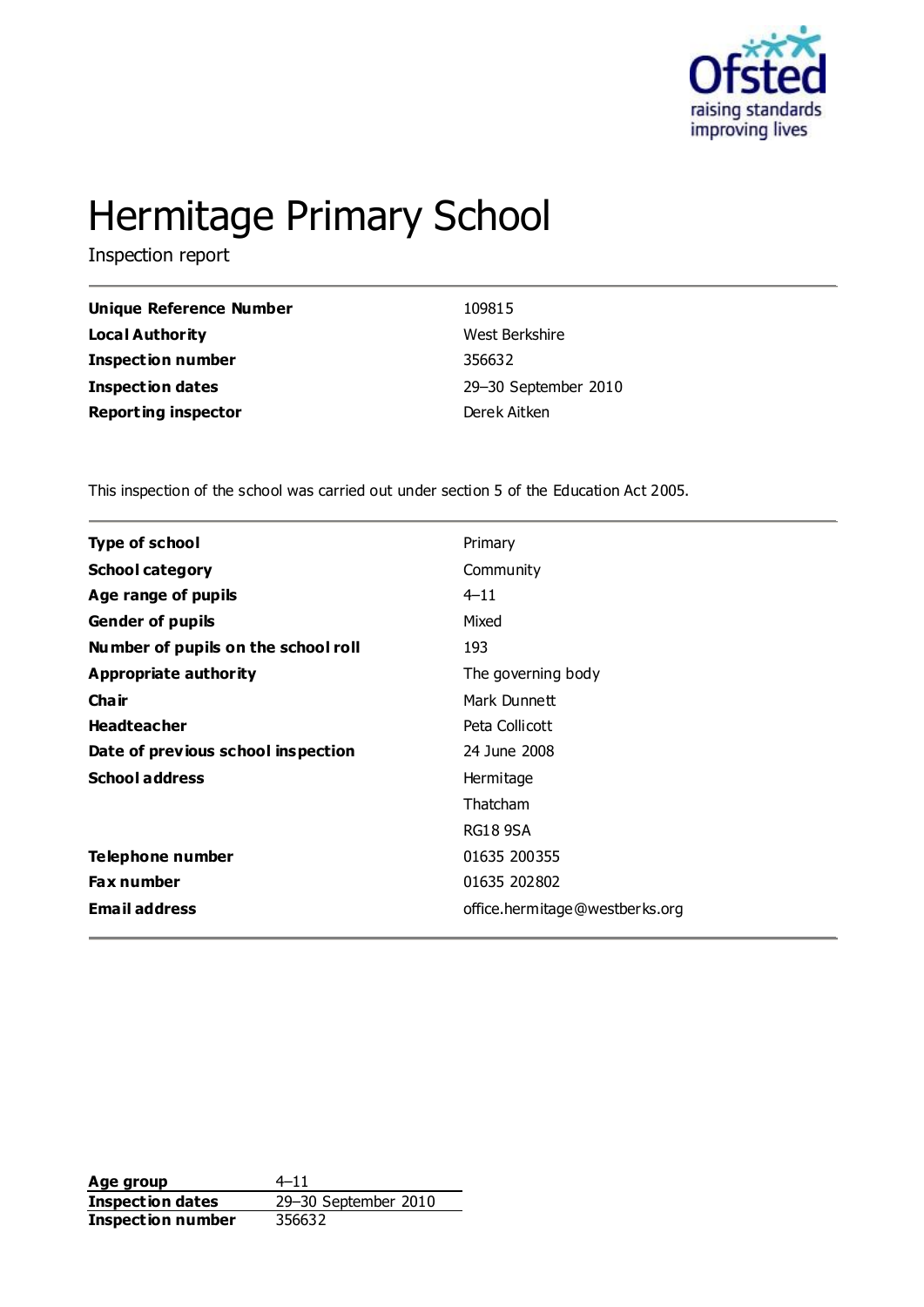# Hermitage Primary School

Inspection report

| | |
|---|---|
| **Unique Reference Number** | 109815 |
| **Local Authority** | West Berkshire |
| **Inspection number** | 356632 |
| **Inspection dates** | 29–30 September 2010 |
| **Reporting inspector** | Derek Aitken |

This inspection of the school was carried out under section 5 of the Education Act 2005.

| | |
|---|---|
| **Type of school** | Primary |
| **School category** | Community |
| **Age range of pupils** | 4–11 |
| **Gender of pupils** | Mixed |
| **Number of pupils on the school roll** | 193 |
| **Appropriate authority** | The governing body |
| **Chair** | Mark Dunnett |
| **Headteacher** | Peta Collicott |
| **Date of previous school inspection** | 24 June 2008 |
| **School address** | Hermitage<br>Thatcham<br>RG18 9SA |
| **Telephone number** | 01635 200355 |
| **Fax number** | 01635 202802 |
| **Email address** | office.hermitage@westberks.org |

| | |
|---|---|
| **Age group** | 4–11 |
| **Inspection dates** | 29–30 September 2010 |
| **Inspection number** | 356632 |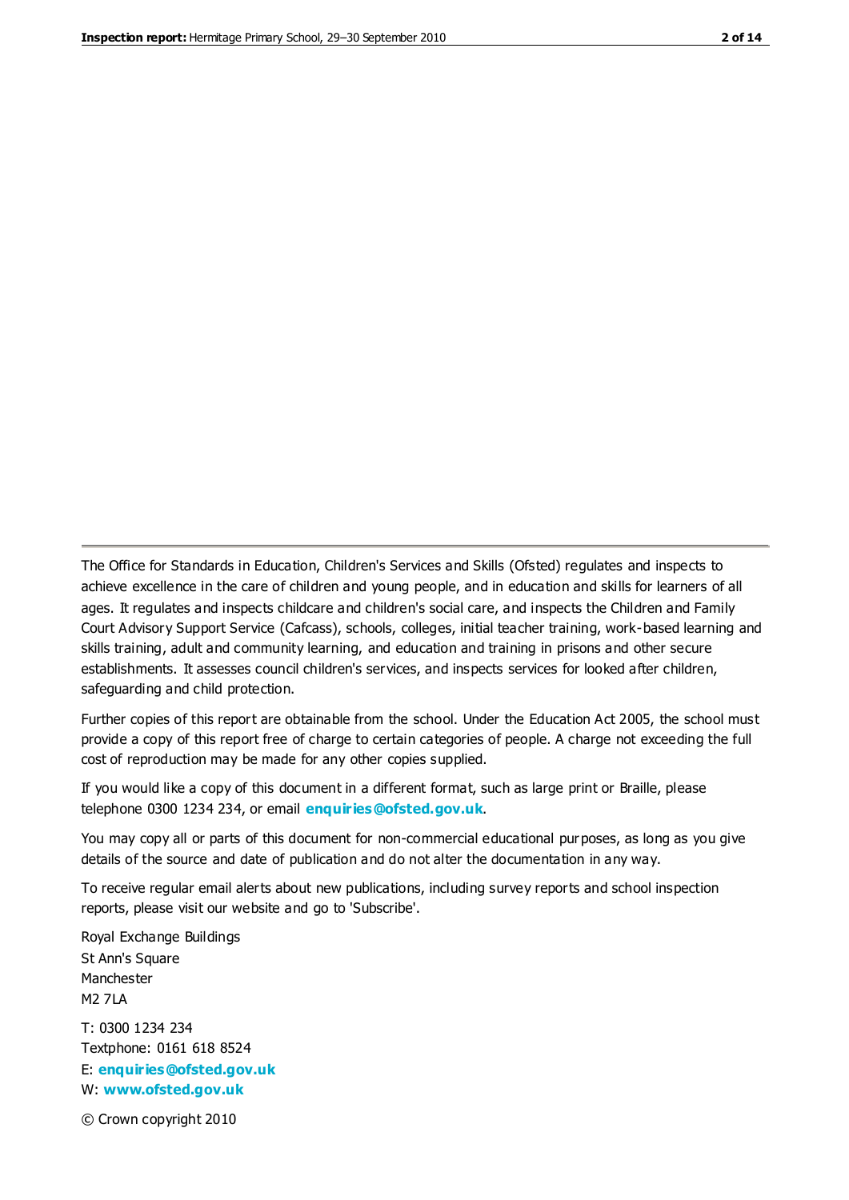The Office for Standards in Education, Children's Services and Skills (Ofsted) regulates and inspects to achieve excellence in the care of children and young people, and in education and skills for learners of all ages. It regulates and inspects childcare and children's social care, and inspects the Children and Family Court Advisory Support Service (Cafcass), schools, colleges, initial teacher training, work-based learning and skills training, adult and community learning, and education and training in prisons and other secure establishments. It assesses council children's services, and inspects services for looked after children, safeguarding and child protection.

Further copies of this report are obtainable from the school. Under the Education Act 2005, the school must provide a copy of this report free of charge to certain categories of people. A charge not exceeding the full cost of reproduction may be made for any other copies supplied.

If you would like a copy of this document in a different format, such as large print or Braille, please telephone 0300 1234 234, or email **enquiries@ofsted.gov.uk**.

You may copy all or parts of this document for non-commercial educational purposes, as long as you give details of the source and date of publication and do not alter the documentation in any way.

To receive regular email alerts about new publications, including survey reports and school inspection reports, please visit our website and go to 'Subscribe'.

Royal Exchange Buildings
St Ann's Square
Manchester
M2 7LA

T: 0300 1234 234
Textphone: 0161 618 8524
E: **enquiries@ofsted.gov.uk**
W: **www.ofsted.gov.uk**

© Crown copyright 2010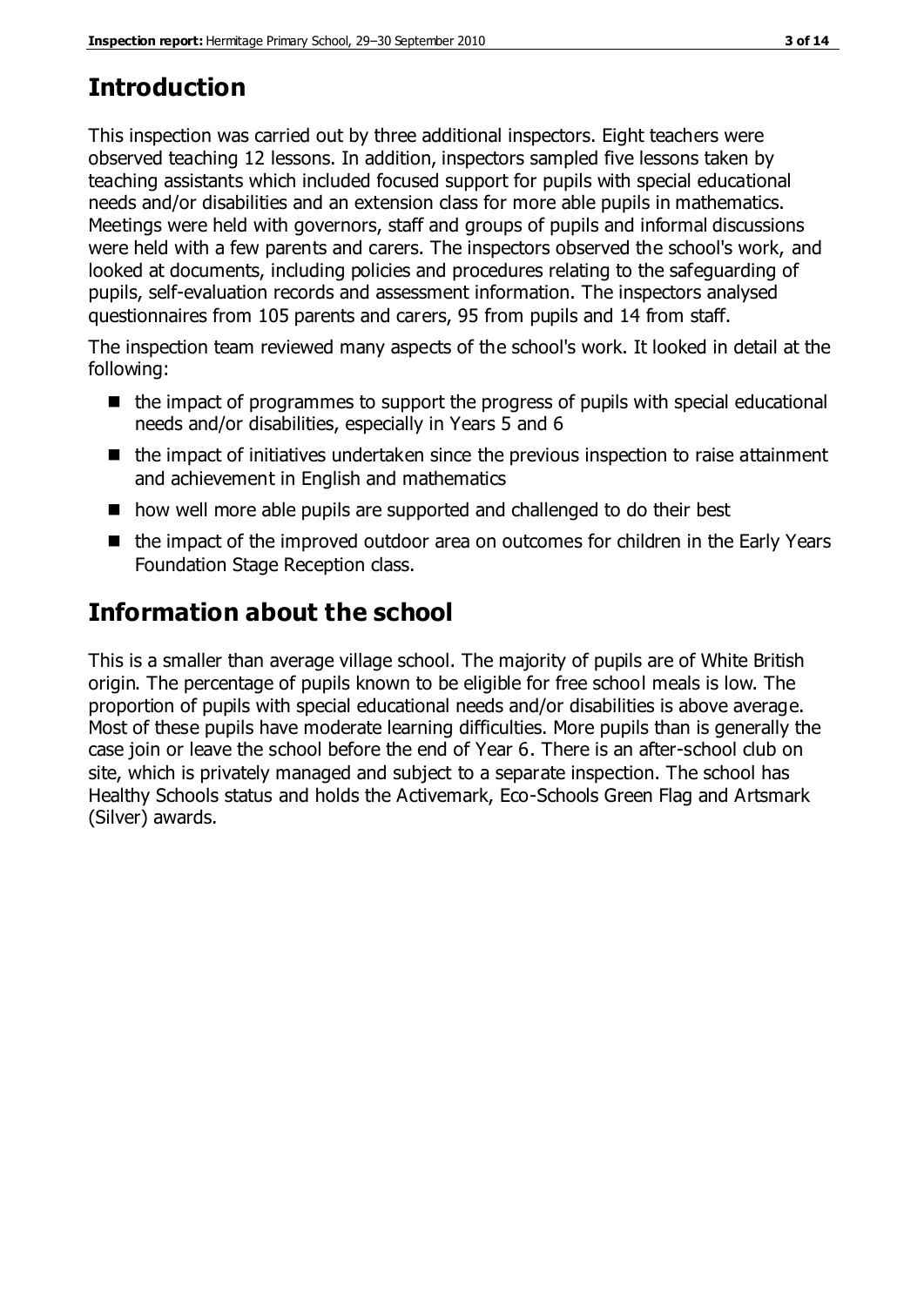# Introduction

This inspection was carried out by three additional inspectors. Eight teachers were observed teaching 12 lessons. In addition, inspectors sampled five lessons taken by teaching assistants which included focused support for pupils with special educational needs and/or disabilities and an extension class for more able pupils in mathematics. Meetings were held with governors, staff and groups of pupils and informal discussions were held with a few parents and carers. The inspectors observed the school's work, and looked at documents, including policies and procedures relating to the safeguarding of pupils, self-evaluation records and assessment information. The inspectors analysed questionnaires from 105 parents and carers, 95 from pupils and 14 from staff.

The inspection team reviewed many aspects of the school's work. It looked in detail at the following:

- the impact of programmes to support the progress of pupils with special educational needs and/or disabilities, especially in Years 5 and 6
- the impact of initiatives undertaken since the previous inspection to raise attainment and achievement in English and mathematics
- how well more able pupils are supported and challenged to do their best
- the impact of the improved outdoor area on outcomes for children in the Early Years Foundation Stage Reception class.

# Information about the school

This is a smaller than average village school. The majority of pupils are of White British origin. The percentage of pupils known to be eligible for free school meals is low. The proportion of pupils with special educational needs and/or disabilities is above average. Most of these pupils have moderate learning difficulties. More pupils than is generally the case join or leave the school before the end of Year 6. There is an after-school club on site, which is privately managed and subject to a separate inspection. The school has Healthy Schools status and holds the Activemark, Eco-Schools Green Flag and Artsmark (Silver) awards.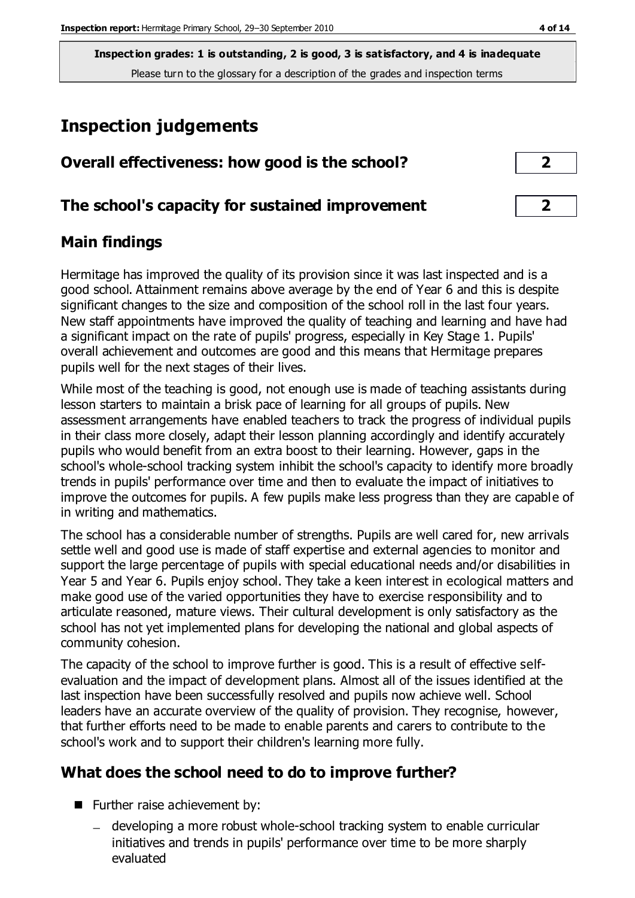**Inspection grades: 1 is outstanding, 2 is good, 3 is satisfactory, and 4 is inadequate**
Please turn to the glossary for a description of the grades and inspection terms

# Inspection judgements

| | |
|---|---|
| **Overall effectiveness: how good is the school?** | **2** |
| **The school's capacity for sustained improvement** | **2** |

## Main findings

Hermitage has improved the quality of its provision since it was last inspected and is a good school. Attainment remains above average by the end of Year 6 and this is despite significant changes to the size and composition of the school roll in the last four years. New staff appointments have improved the quality of teaching and learning and have had a significant impact on the rate of pupils' progress, especially in Key Stage 1. Pupils' overall achievement and outcomes are good and this means that Hermitage prepares pupils well for the next stages of their lives.

While most of the teaching is good, not enough use is made of teaching assistants during lesson starters to maintain a brisk pace of learning for all groups of pupils. New assessment arrangements have enabled teachers to track the progress of individual pupils in their class more closely, adapt their lesson planning accordingly and identify accurately pupils who would benefit from an extra boost to their learning. However, gaps in the school's whole-school tracking system inhibit the school's capacity to identify more broadly trends in pupils' performance over time and then to evaluate the impact of initiatives to improve the outcomes for pupils. A few pupils make less progress than they are capable of in writing and mathematics.

The school has a considerable number of strengths. Pupils are well cared for, new arrivals settle well and good use is made of staff expertise and external agencies to monitor and support the large percentage of pupils with special educational needs and/or disabilities in Year 5 and Year 6. Pupils enjoy school. They take a keen interest in ecological matters and make good use of the varied opportunities they have to exercise responsibility and to articulate reasoned, mature views. Their cultural development is only satisfactory as the school has not yet implemented plans for developing the national and global aspects of community cohesion.

The capacity of the school to improve further is good. This is a result of effective self-evaluation and the impact of development plans. Almost all of the issues identified at the last inspection have been successfully resolved and pupils now achieve well. School leaders have an accurate overview of the quality of provision. They recognise, however, that further efforts need to be made to enable parents and carers to contribute to the school's work and to support their children's learning more fully.

## What does the school need to do to improve further?

- Further raise achievement by:
  - developing a more robust whole-school tracking system to enable curricular initiatives and trends in pupils' performance over time to be more sharply evaluated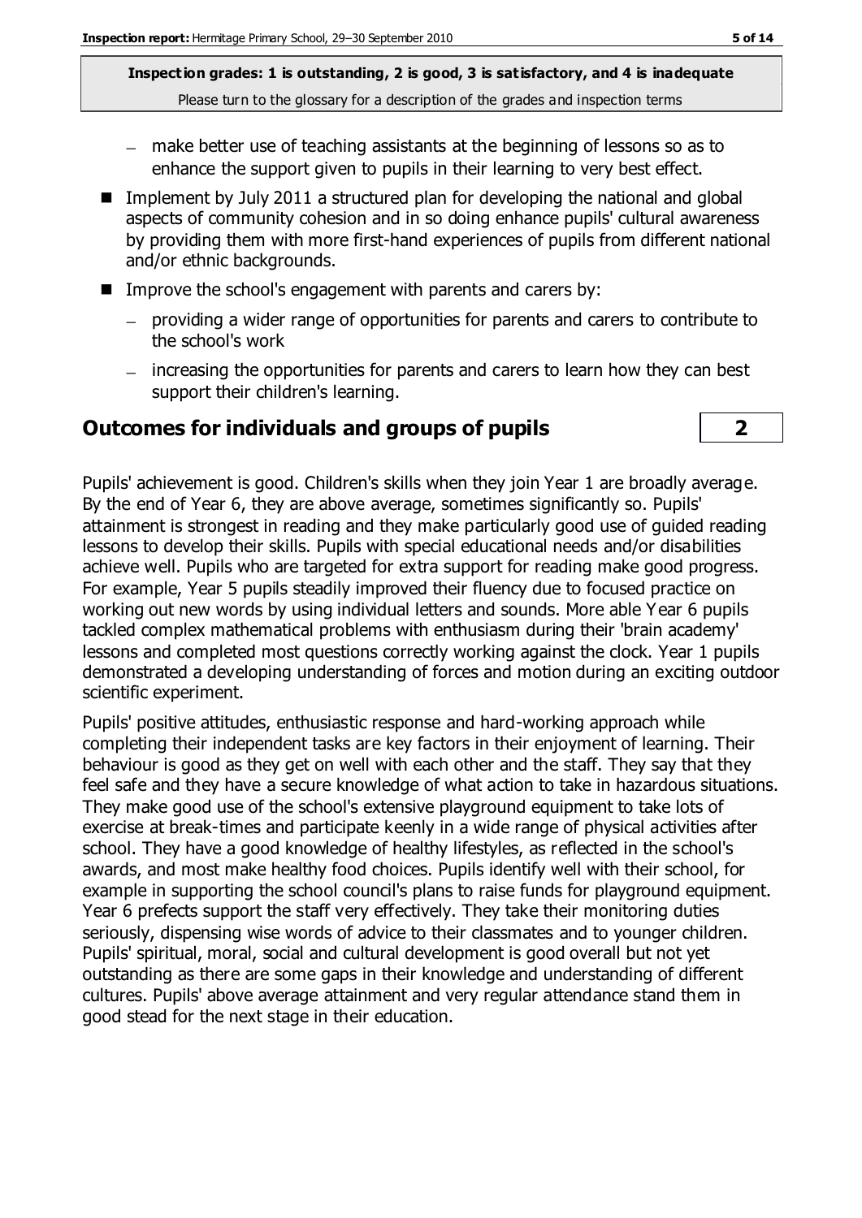- make better use of teaching assistants at the beginning of lessons so as to enhance the support given to pupils in their learning to very best effect.

- Implement by July 2011 a structured plan for developing the national and global aspects of community cohesion and in so doing enhance pupils' cultural awareness by providing them with more first-hand experiences of pupils from different national and/or ethnic backgrounds.
- Improve the school's engagement with parents and carers by:
  - providing a wider range of opportunities for parents and carers to contribute to the school's work
  - increasing the opportunities for parents and carers to learn how they can best support their children's learning.

## Outcomes for individuals and groups of pupils — 2

Pupils' achievement is good. Children's skills when they join Year 1 are broadly average. By the end of Year 6, they are above average, sometimes significantly so. Pupils' attainment is strongest in reading and they make particularly good use of guided reading lessons to develop their skills. Pupils with special educational needs and/or disabilities achieve well. Pupils who are targeted for extra support for reading make good progress. For example, Year 5 pupils steadily improved their fluency due to focused practice on working out new words by using individual letters and sounds. More able Year 6 pupils tackled complex mathematical problems with enthusiasm during their 'brain academy' lessons and completed most questions correctly working against the clock. Year 1 pupils demonstrated a developing understanding of forces and motion during an exciting outdoor scientific experiment.

Pupils' positive attitudes, enthusiastic response and hard-working approach while completing their independent tasks are key factors in their enjoyment of learning. Their behaviour is good as they get on well with each other and the staff. They say that they feel safe and they have a secure knowledge of what action to take in hazardous situations. They make good use of the school's extensive playground equipment to take lots of exercise at break-times and participate keenly in a wide range of physical activities after school. They have a good knowledge of healthy lifestyles, as reflected in the school's awards, and most make healthy food choices. Pupils identify well with their school, for example in supporting the school council's plans to raise funds for playground equipment. Year 6 prefects support the staff very effectively. They take their monitoring duties seriously, dispensing wise words of advice to their classmates and to younger children. Pupils' spiritual, moral, social and cultural development is good overall but not yet outstanding as there are some gaps in their knowledge and understanding of different cultures. Pupils' above average attainment and very regular attendance stand them in good stead for the next stage in their education.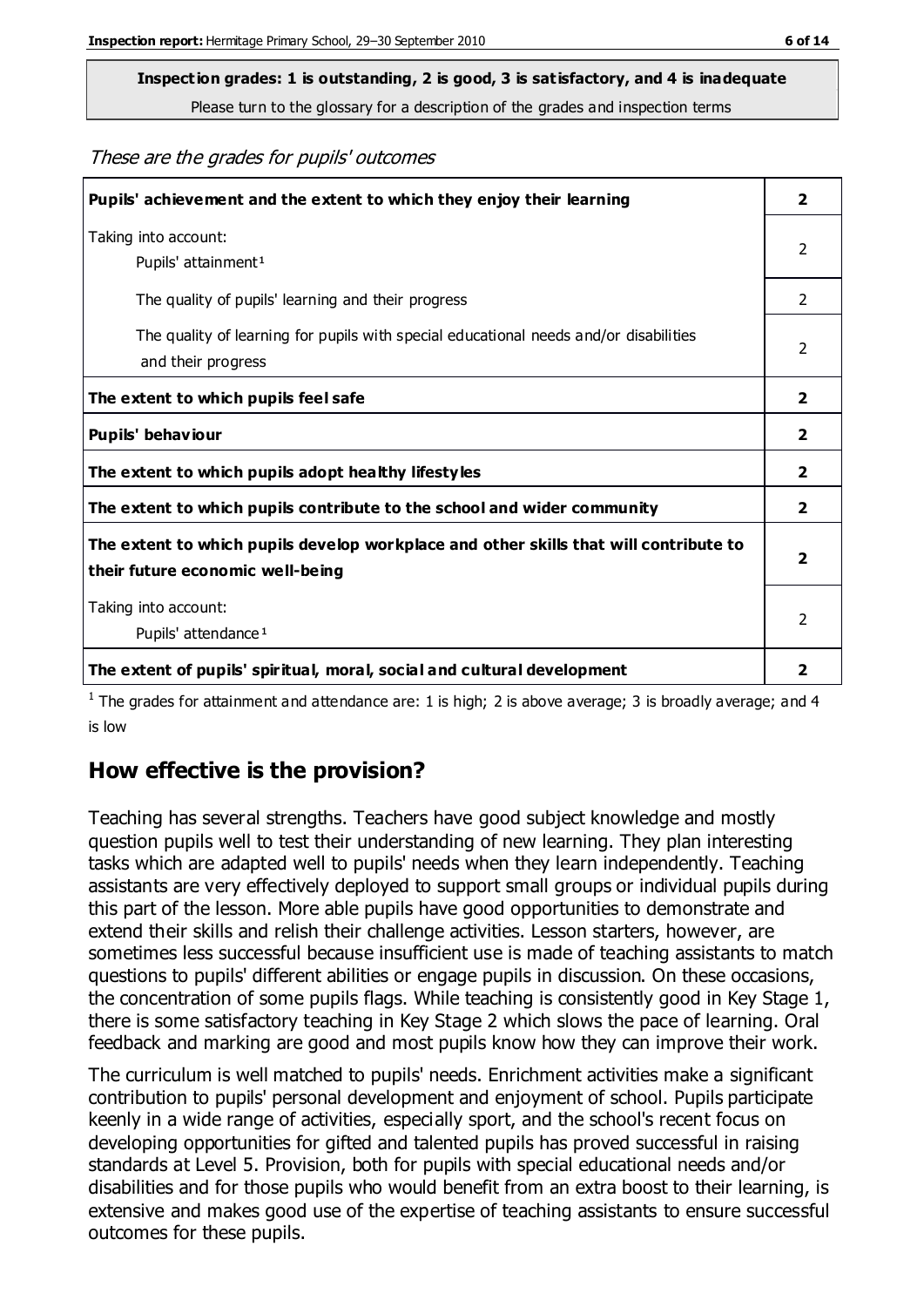**Inspection grades: 1 is outstanding, 2 is good, 3 is satisfactory, and 4 is inadequate**

Please turn to the glossary for a description of the grades and inspection terms

*These are the grades for pupils' outcomes*

| | |
|---|---|
| **Pupils' achievement and the extent to which they enjoy their learning** | **2** |
| Taking into account:<br>Pupils' attainment[1] | 2 |
| The quality of pupils' learning and their progress | 2 |
| The quality of learning for pupils with special educational needs and/or disabilities and their progress | 2 |
| **The extent to which pupils feel safe** | **2** |
| **Pupils' behaviour** | **2** |
| **The extent to which pupils adopt healthy lifestyles** | **2** |
| **The extent to which pupils contribute to the school and wider community** | **2** |
| **The extent to which pupils develop workplace and other skills that will contribute to their future economic well-being** | **2** |
| Taking into account:<br>Pupils' attendance[1] | 2 |
| **The extent of pupils' spiritual, moral, social and cultural development** | **2** |

[1] The grades for attainment and attendance are: 1 is high; 2 is above average; 3 is broadly average; and 4 is low

## How effective is the provision?

Teaching has several strengths. Teachers have good subject knowledge and mostly question pupils well to test their understanding of new learning. They plan interesting tasks which are adapted well to pupils' needs when they learn independently. Teaching assistants are very effectively deployed to support small groups or individual pupils during this part of the lesson. More able pupils have good opportunities to demonstrate and extend their skills and relish their challenge activities. Lesson starters, however, are sometimes less successful because insufficient use is made of teaching assistants to match questions to pupils' different abilities or engage pupils in discussion. On these occasions, the concentration of some pupils flags. While teaching is consistently good in Key Stage 1, there is some satisfactory teaching in Key Stage 2 which slows the pace of learning. Oral feedback and marking are good and most pupils know how they can improve their work.

The curriculum is well matched to pupils' needs. Enrichment activities make a significant contribution to pupils' personal development and enjoyment of school. Pupils participate keenly in a wide range of activities, especially sport, and the school's recent focus on developing opportunities for gifted and talented pupils has proved successful in raising standards at Level 5. Provision, both for pupils with special educational needs and/or disabilities and for those pupils who would benefit from an extra boost to their learning, is extensive and makes good use of the expertise of teaching assistants to ensure successful outcomes for these pupils.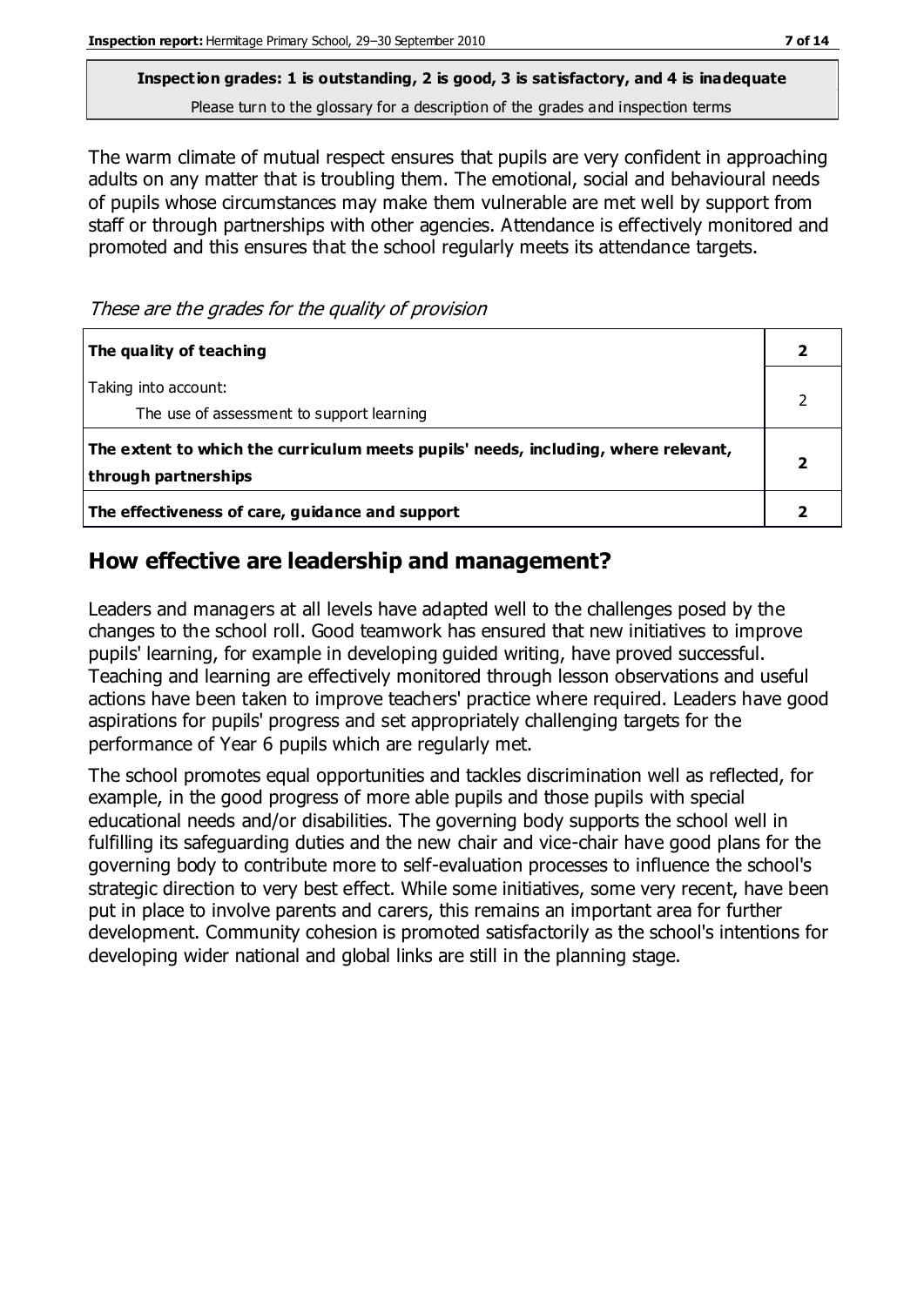**Inspection grades: 1 is outstanding, 2 is good, 3 is satisfactory, and 4 is inadequate**
Please turn to the glossary for a description of the grades and inspection terms

The warm climate of mutual respect ensures that pupils are very confident in approaching adults on any matter that is troubling them. The emotional, social and behavioural needs of pupils whose circumstances may make them vulnerable are met well by support from staff or through partnerships with other agencies. Attendance is effectively monitored and promoted and this ensures that the school regularly meets its attendance targets.

*These are the grades for the quality of provision*

| | |
|---|---|
| **The quality of teaching** | **2** |
| Taking into account:<br>The use of assessment to support learning | 2 |
| **The extent to which the curriculum meets pupils' needs, including, where relevant, through partnerships** | **2** |
| **The effectiveness of care, guidance and support** | **2** |

## How effective are leadership and management?

Leaders and managers at all levels have adapted well to the challenges posed by the changes to the school roll. Good teamwork has ensured that new initiatives to improve pupils' learning, for example in developing guided writing, have proved successful. Teaching and learning are effectively monitored through lesson observations and useful actions have been taken to improve teachers' practice where required. Leaders have good aspirations for pupils' progress and set appropriately challenging targets for the performance of Year 6 pupils which are regularly met.

The school promotes equal opportunities and tackles discrimination well as reflected, for example, in the good progress of more able pupils and those pupils with special educational needs and/or disabilities. The governing body supports the school well in fulfilling its safeguarding duties and the new chair and vice-chair have good plans for the governing body to contribute more to self-evaluation processes to influence the school's strategic direction to very best effect. While some initiatives, some very recent, have been put in place to involve parents and carers, this remains an important area for further development. Community cohesion is promoted satisfactorily as the school's intentions for developing wider national and global links are still in the planning stage.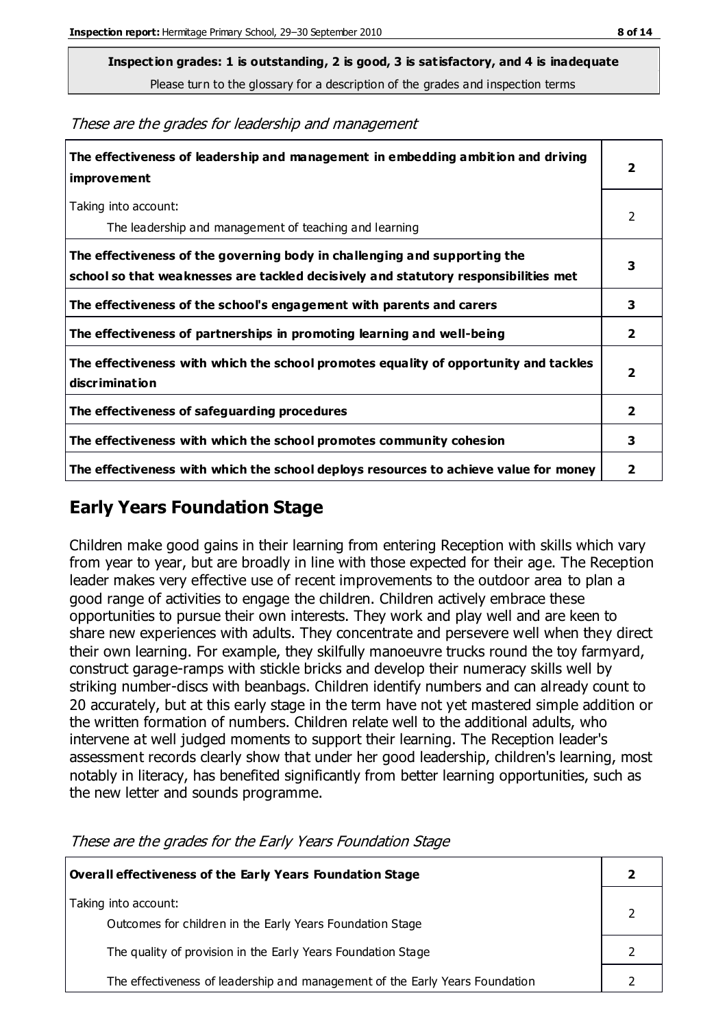**Inspection grades: 1 is outstanding, 2 is good, 3 is satisfactory, and 4 is inadequate**
Please turn to the glossary for a description of the grades and inspection terms

*These are the grades for leadership and management*

| | |
|---|---|
| **The effectiveness of leadership and management in embedding ambition and driving improvement** | **2** |
| Taking into account: The leadership and management of teaching and learning | 2 |
| **The effectiveness of the governing body in challenging and supporting the school so that weaknesses are tackled decisively and statutory responsibilities met** | **3** |
| **The effectiveness of the school's engagement with parents and carers** | **3** |
| **The effectiveness of partnerships in promoting learning and well-being** | **2** |
| **The effectiveness with which the school promotes equality of opportunity and tackles discrimination** | **2** |
| **The effectiveness of safeguarding procedures** | **2** |
| **The effectiveness with which the school promotes community cohesion** | **3** |
| **The effectiveness with which the school deploys resources to achieve value for money** | **2** |

## Early Years Foundation Stage

Children make good gains in their learning from entering Reception with skills which vary from year to year, but are broadly in line with those expected for their age. The Reception leader makes very effective use of recent improvements to the outdoor area to plan a good range of activities to engage the children. Children actively embrace these opportunities to pursue their own interests. They work and play well and are keen to share new experiences with adults. They concentrate and persevere well when they direct their own learning. For example, they skilfully manoeuvre trucks round the toy farmyard, construct garage-ramps with stickle bricks and develop their numeracy skills well by striking number-discs with beanbags. Children identify numbers and can already count to 20 accurately, but at this early stage in the term have not yet mastered simple addition or the written formation of numbers. Children relate well to the additional adults, who intervene at well judged moments to support their learning. The Reception leader's assessment records clearly show that under her good leadership, children's learning, most notably in literacy, has benefited significantly from better learning opportunities, such as the new letter and sounds programme.

*These are the grades for the Early Years Foundation Stage*

| | |
|---|---|
| **Overall effectiveness of the Early Years Foundation Stage** | **2** |
| Taking into account: Outcomes for children in the Early Years Foundation Stage | 2 |
| The quality of provision in the Early Years Foundation Stage | 2 |
| The effectiveness of leadership and management of the Early Years Foundation | 2 |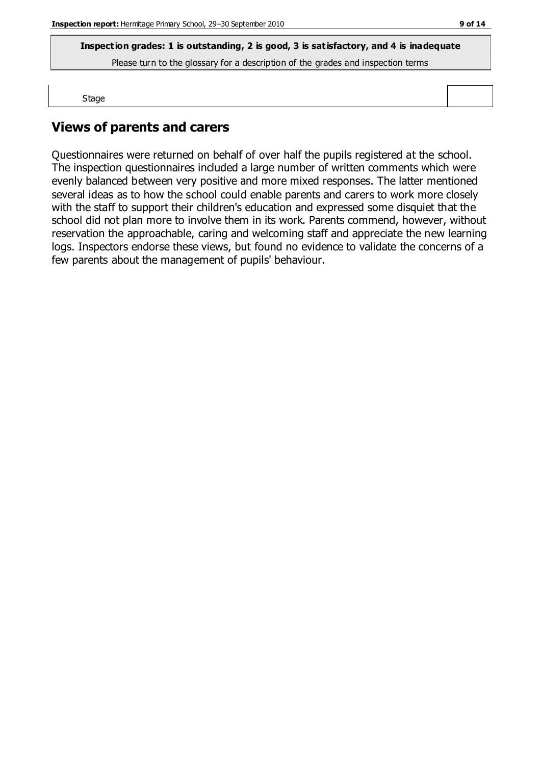**Inspection grades: 1 is outstanding, 2 is good, 3 is satisfactory, and 4 is inadequate**

Please turn to the glossary for a description of the grades and inspection terms

| | |
|---|---|
| Stage | |

## Views of parents and carers

Questionnaires were returned on behalf of over half the pupils registered at the school. The inspection questionnaires included a large number of written comments which were evenly balanced between very positive and more mixed responses. The latter mentioned several ideas as to how the school could enable parents and carers to work more closely with the staff to support their children's education and expressed some disquiet that the school did not plan more to involve them in its work. Parents commend, however, without reservation the approachable, caring and welcoming staff and appreciate the new learning logs. Inspectors endorse these views, but found no evidence to validate the concerns of a few parents about the management of pupils' behaviour.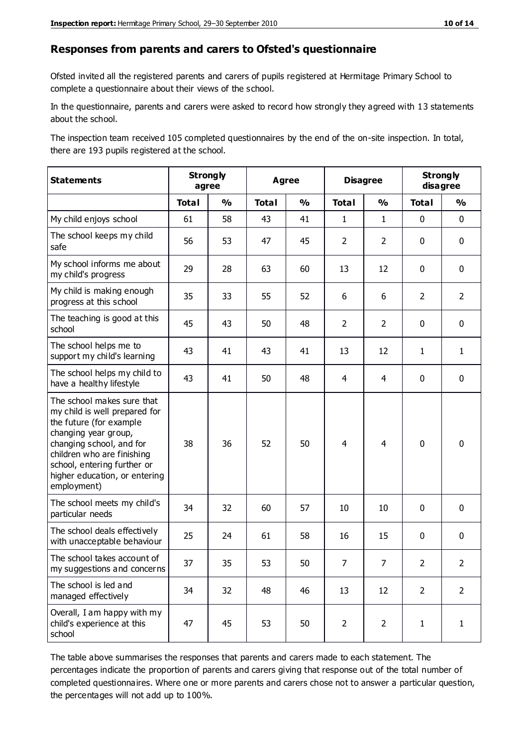## Responses from parents and carers to Ofsted's questionnaire

Ofsted invited all the registered parents and carers of pupils registered at Hermitage Primary School to complete a questionnaire about their views of the school.

In the questionnaire, parents and carers were asked to record how strongly they agreed with 13 statements about the school.

The inspection team received 105 completed questionnaires by the end of the on-site inspection. In total, there are 193 pupils registered at the school.

| Statements | Strongly agree | | Agree | | Disagree | | Strongly disagree | |
|---|---|---|---|---|---|---|---|---|
| | **Total** | **%** | **Total** | **%** | **Total** | **%** | **Total** | **%** |
| My child enjoys school | 61 | 58 | 43 | 41 | 1 | 1 | 0 | 0 |
| The school keeps my child safe | 56 | 53 | 47 | 45 | 2 | 2 | 0 | 0 |
| My school informs me about my child's progress | 29 | 28 | 63 | 60 | 13 | 12 | 0 | 0 |
| My child is making enough progress at this school | 35 | 33 | 55 | 52 | 6 | 6 | 2 | 2 |
| The teaching is good at this school | 45 | 43 | 50 | 48 | 2 | 2 | 0 | 0 |
| The school helps me to support my child's learning | 43 | 41 | 43 | 41 | 13 | 12 | 1 | 1 |
| The school helps my child to have a healthy lifestyle | 43 | 41 | 50 | 48 | 4 | 4 | 0 | 0 |
| The school makes sure that my child is well prepared for the future (for example changing year group, changing school, and for children who are finishing school, entering further or higher education, or entering employment) | 38 | 36 | 52 | 50 | 4 | 4 | 0 | 0 |
| The school meets my child's particular needs | 34 | 32 | 60 | 57 | 10 | 10 | 0 | 0 |
| The school deals effectively with unacceptable behaviour | 25 | 24 | 61 | 58 | 16 | 15 | 0 | 0 |
| The school takes account of my suggestions and concerns | 37 | 35 | 53 | 50 | 7 | 7 | 2 | 2 |
| The school is led and managed effectively | 34 | 32 | 48 | 46 | 13 | 12 | 2 | 2 |
| Overall, I am happy with my child's experience at this school | 47 | 45 | 53 | 50 | 2 | 2 | 1 | 1 |

The table above summarises the responses that parents and carers made to each statement. The percentages indicate the proportion of parents and carers giving that response out of the total number of completed questionnaires. Where one or more parents and carers chose not to answer a particular question, the percentages will not add up to 100%.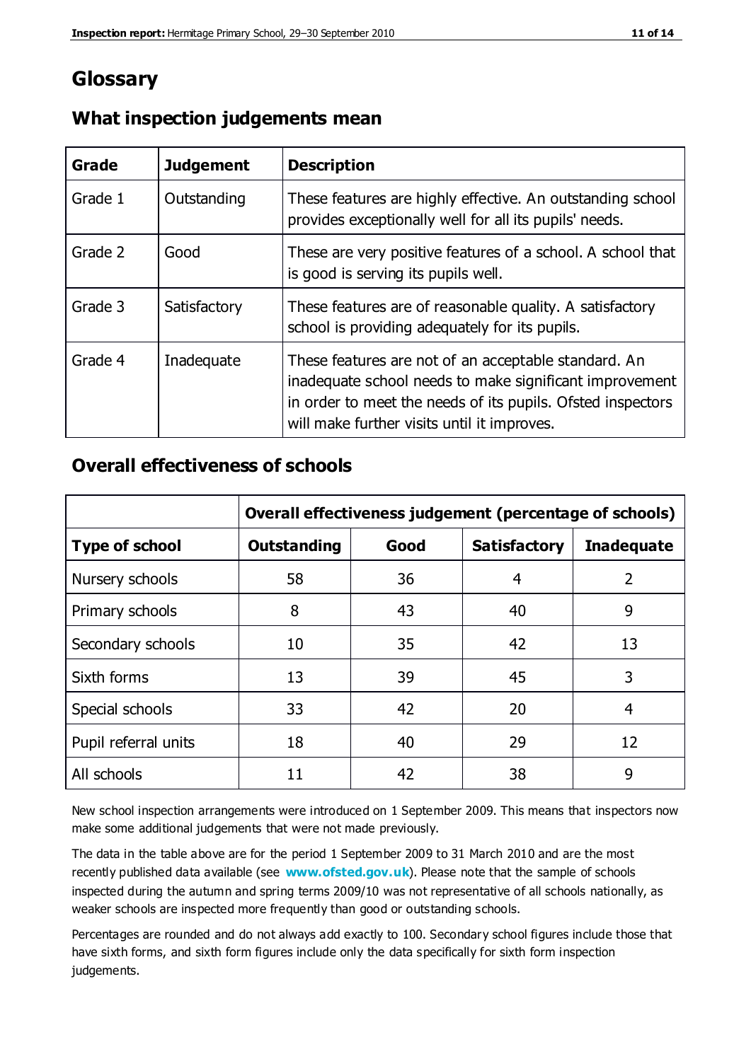# Glossary

## What inspection judgements mean

| Grade | Judgement | Description |
|---|---|---|
| Grade 1 | Outstanding | These features are highly effective. An outstanding school provides exceptionally well for all its pupils' needs. |
| Grade 2 | Good | These are very positive features of a school. A school that is good is serving its pupils well. |
| Grade 3 | Satisfactory | These features are of reasonable quality. A satisfactory school is providing adequately for its pupils. |
| Grade 4 | Inadequate | These features are not of an acceptable standard. An inadequate school needs to make significant improvement in order to meet the needs of its pupils. Ofsted inspectors will make further visits until it improves. |

## Overall effectiveness of schools

| | Overall effectiveness judgement (percentage of schools) | | | |
|---|---|---|---|---|
| **Type of school** | **Outstanding** | **Good** | **Satisfactory** | **Inadequate** |
| Nursery schools | 58 | 36 | 4 | 2 |
| Primary schools | 8 | 43 | 40 | 9 |
| Secondary schools | 10 | 35 | 42 | 13 |
| Sixth forms | 13 | 39 | 45 | 3 |
| Special schools | 33 | 42 | 20 | 4 |
| Pupil referral units | 18 | 40 | 29 | 12 |
| All schools | 11 | 42 | 38 | 9 |

New school inspection arrangements were introduced on 1 September 2009. This means that inspectors now make some additional judgements that were not made previously.

The data in the table above are for the period 1 September 2009 to 31 March 2010 and are the most recently published data available (see **www.ofsted.gov.uk**). Please note that the sample of schools inspected during the autumn and spring terms 2009/10 was not representative of all schools nationally, as weaker schools are inspected more frequently than good or outstanding schools.

Percentages are rounded and do not always add exactly to 100. Secondary school figures include those that have sixth forms, and sixth form figures include only the data specifically for sixth form inspection judgements.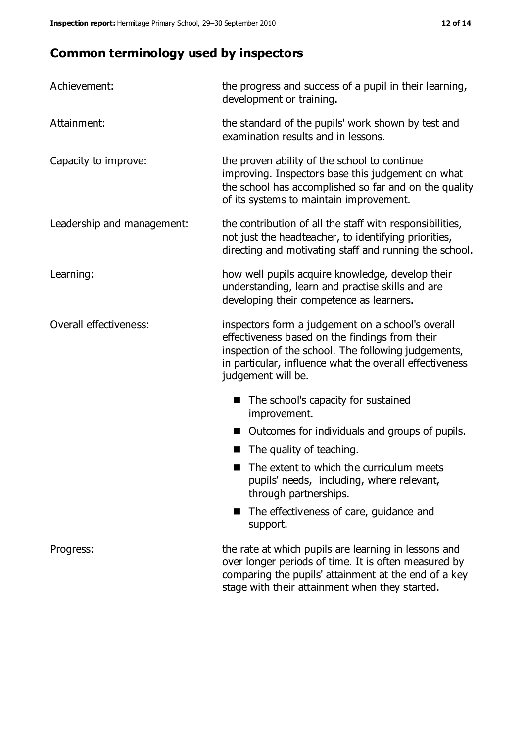## Common terminology used by inspectors

| | |
|---|---|
| Achievement: | the progress and success of a pupil in their learning, development or training. |
| Attainment: | the standard of the pupils' work shown by test and examination results and in lessons. |
| Capacity to improve: | the proven ability of the school to continue improving. Inspectors base this judgement on what the school has accomplished so far and on the quality of its systems to maintain improvement. |
| Leadership and management: | the contribution of all the staff with responsibilities, not just the headteacher, to identifying priorities, directing and motivating staff and running the school. |
| Learning: | how well pupils acquire knowledge, develop their understanding, learn and practise skills and are developing their competence as learners. |
| Overall effectiveness: | inspectors form a judgement on a school's overall effectiveness based on the findings from their inspection of the school. The following judgements, in particular, influence what the overall effectiveness judgement will be.<br>■ The school's capacity for sustained improvement.<br>■ Outcomes for individuals and groups of pupils.<br>■ The quality of teaching.<br>■ The extent to which the curriculum meets pupils' needs, including, where relevant, through partnerships.<br>■ The effectiveness of care, guidance and support. |
| Progress: | the rate at which pupils are learning in lessons and over longer periods of time. It is often measured by comparing the pupils' attainment at the end of a key stage with their attainment when they started. |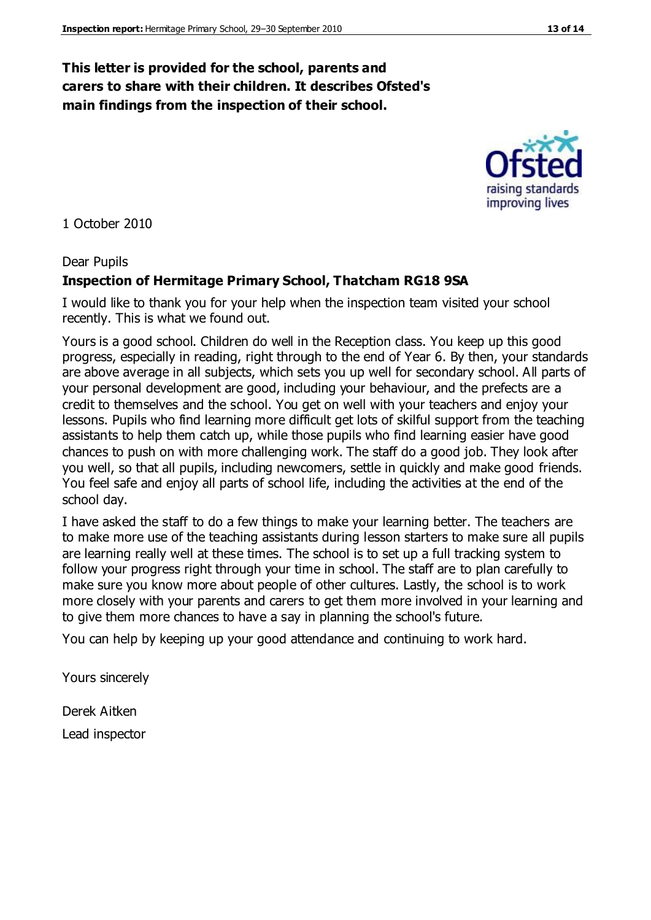**This letter is provided for the school, parents and carers to share with their children. It describes Ofsted's main findings from the inspection of their school.**

1 October 2010

Dear Pupils

**Inspection of Hermitage Primary School, Thatcham RG18 9SA**

I would like to thank you for your help when the inspection team visited your school recently. This is what we found out.

Yours is a good school. Children do well in the Reception class. You keep up this good progress, especially in reading, right through to the end of Year 6. By then, your standards are above average in all subjects, which sets you up well for secondary school. All parts of your personal development are good, including your behaviour, and the prefects are a credit to themselves and the school. You get on well with your teachers and enjoy your lessons. Pupils who find learning more difficult get lots of skilful support from the teaching assistants to help them catch up, while those pupils who find learning easier have good chances to push on with more challenging work. The staff do a good job. They look after you well, so that all pupils, including newcomers, settle in quickly and make good friends. You feel safe and enjoy all parts of school life, including the activities at the end of the school day.

I have asked the staff to do a few things to make your learning better. The teachers are to make more use of the teaching assistants during lesson starters to make sure all pupils are learning really well at these times. The school is to set up a full tracking system to follow your progress right through your time in school. The staff are to plan carefully to make sure you know more about people of other cultures. Lastly, the school is to work more closely with your parents and carers to get them more involved in your learning and to give them more chances to have a say in planning the school's future.

You can help by keeping up your good attendance and continuing to work hard.

Yours sincerely

Derek Aitken

Lead inspector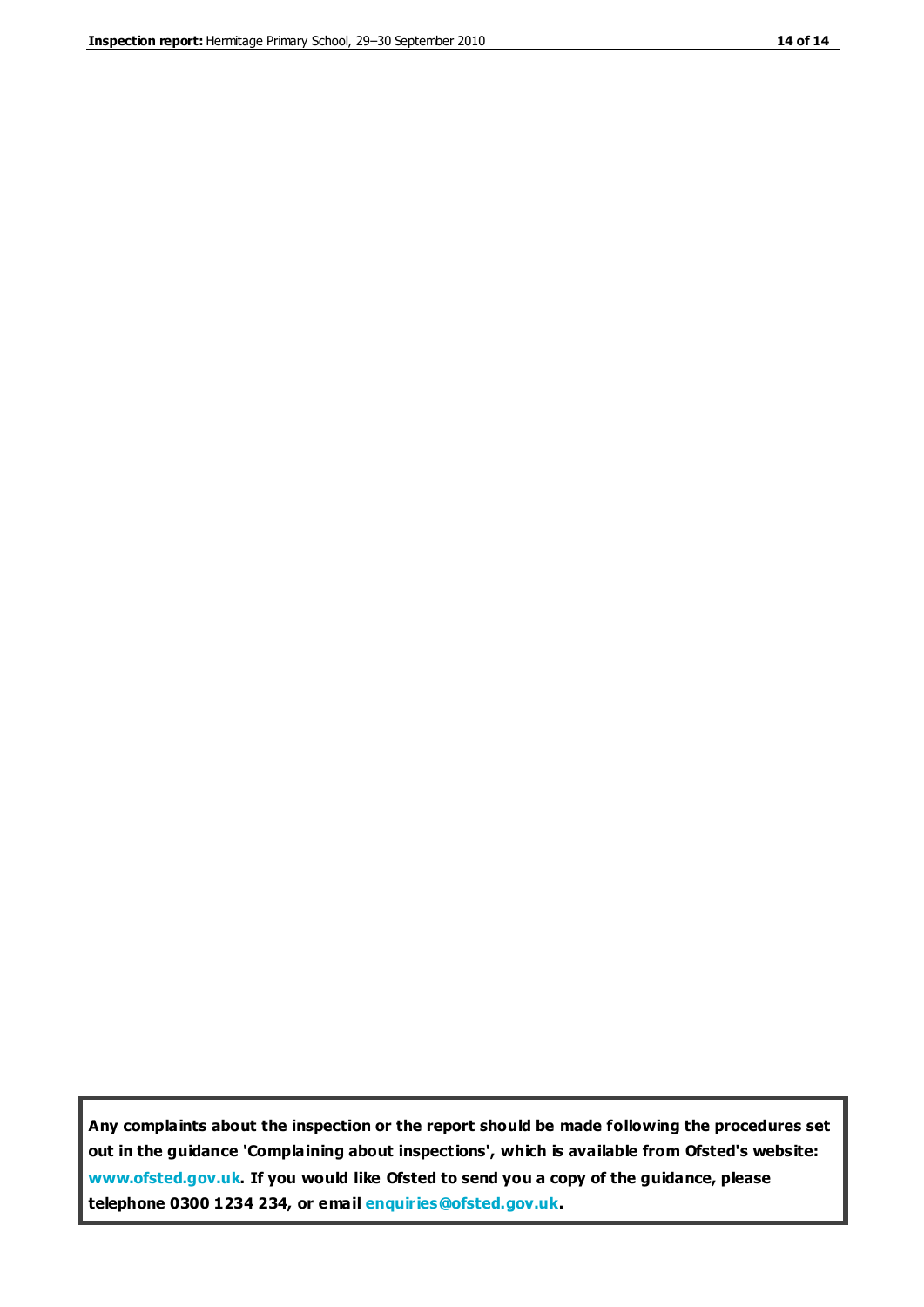**Any complaints about the inspection or the report should be made following the procedures set out in the guidance 'Complaining about inspections', which is available from Ofsted's website: www.ofsted.gov.uk. If you would like Ofsted to send you a copy of the guidance, please telephone 0300 1234 234, or email enquiries@ofsted.gov.uk.**